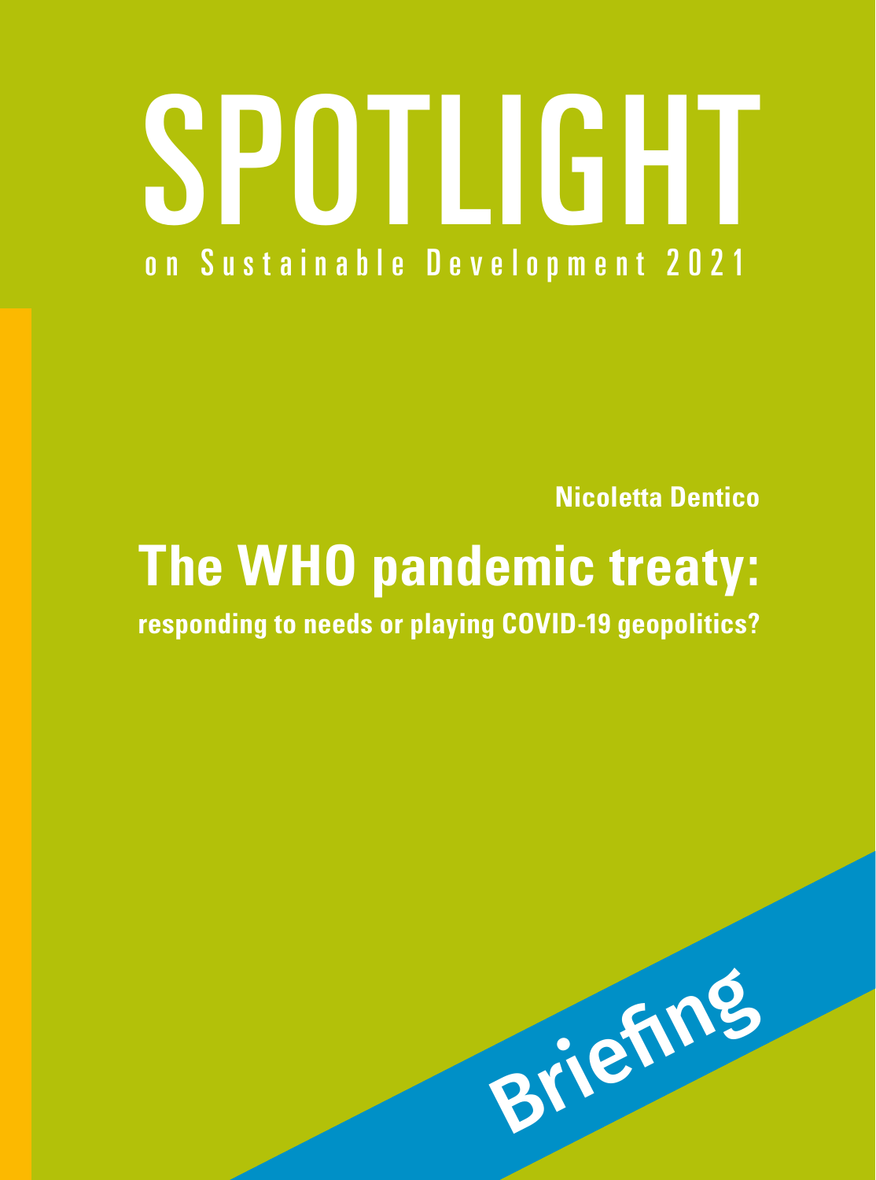# SPOTLIGHT

on Sustainable Development 2021

**Nicoletta Dentico**

# The WHO pandemic treaty:

**responding to needs or playing COVID-19 geopolitics?**

Briefing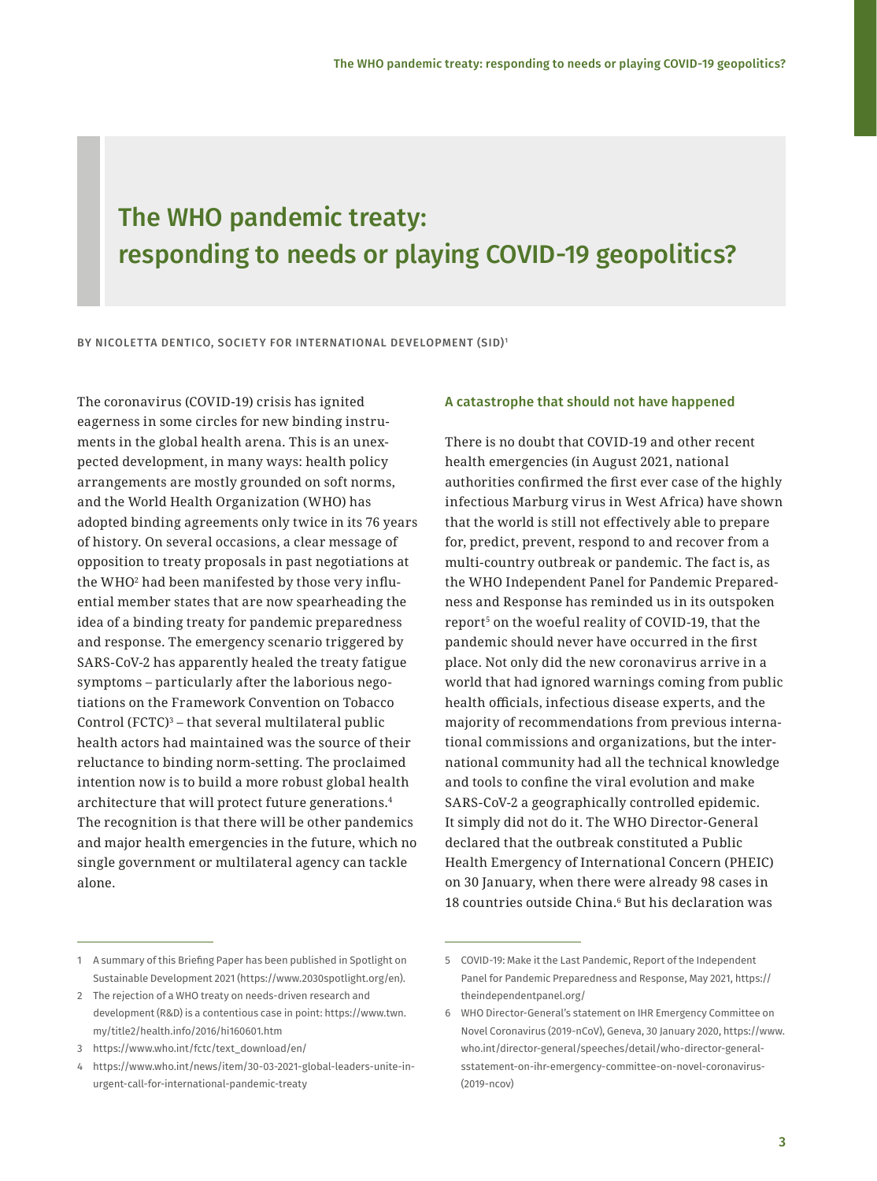# The WHO pandemic treaty: responding to needs or playing COVID-19 geopolitics?

BY NICOLETTA DENTICO, SOCIETY FOR INTERNATIONAL DEVELOPMENT (SID)[1]

The coronavirus (COVID-19) crisis has ignited eagerness in some circles for new binding instruments in the global health arena. This is an unexpected development, in many ways: health policy arrangements are mostly grounded on soft norms, and the World Health Organization (WHO) has adopted binding agreements only twice in its 76 years of history. On several occasions, a clear message of opposition to treaty proposals in past negotiations at the WHO[2] had been manifested by those very influential member states that are now spearheading the idea of a binding treaty for pandemic preparedness and response. The emergency scenario triggered by SARS-CoV-2 has apparently healed the treaty fatigue symptoms – particularly after the laborious negotiations on the Framework Convention on Tobacco Control (FCTC)[3] – that several multilateral public health actors had maintained was the source of their reluctance to binding norm-setting. The proclaimed intention now is to build a more robust global health architecture that will protect future generations.[4] The recognition is that there will be other pandemics and major health emergencies in the future, which no single government or multilateral agency can tackle alone.

### A catastrophe that should not have happened

There is no doubt that COVID-19 and other recent health emergencies (in August 2021, national authorities confirmed the first ever case of the highly infectious Marburg virus in West Africa) have shown that the world is still not effectively able to prepare for, predict, prevent, respond to and recover from a multi-country outbreak or pandemic. The fact is, as the WHO Independent Panel for Pandemic Preparedness and Response has reminded us in its outspoken report[5] on the woeful reality of COVID-19, that the pandemic should never have occurred in the first place. Not only did the new coronavirus arrive in a world that had ignored warnings coming from public health officials, infectious disease experts, and the majority of recommendations from previous international commissions and organizations, but the international community had all the technical knowledge and tools to confine the viral evolution and make SARS-CoV-2 a geographically controlled epidemic. It simply did not do it. The WHO Director-General declared that the outbreak constituted a Public Health Emergency of International Concern (PHEIC) on 30 January, when there were already 98 cases in 18 countries outside China.[6] But his declaration was

---

1 A summary of this Briefing Paper has been published in Spotlight on Sustainable Development 2021 (https://www.2030spotlight.org/en).

2 The rejection of a WHO treaty on needs-driven research and development (R&D) is a contentious case in point: https://www.twn.my/title2/health.info/2016/hi160601.htm

3 https://www.who.int/fctc/text_download/en/

4 https://www.who.int/news/item/30-03-2021-global-leaders-unite-in-urgent-call-for-international-pandemic-treaty

5 COVID-19: Make it the Last Pandemic, Report of the Independent Panel for Pandemic Preparedness and Response, May 2021, https://theindependentpanel.org/

6 WHO Director-General's statement on IHR Emergency Committee on Novel Coronavirus (2019-nCoV), Geneva, 30 January 2020, https://www.who.int/director-general/speeches/detail/who-director-general-sstatement-on-ihr-emergency-committee-on-novel-coronavirus-(2019-ncov)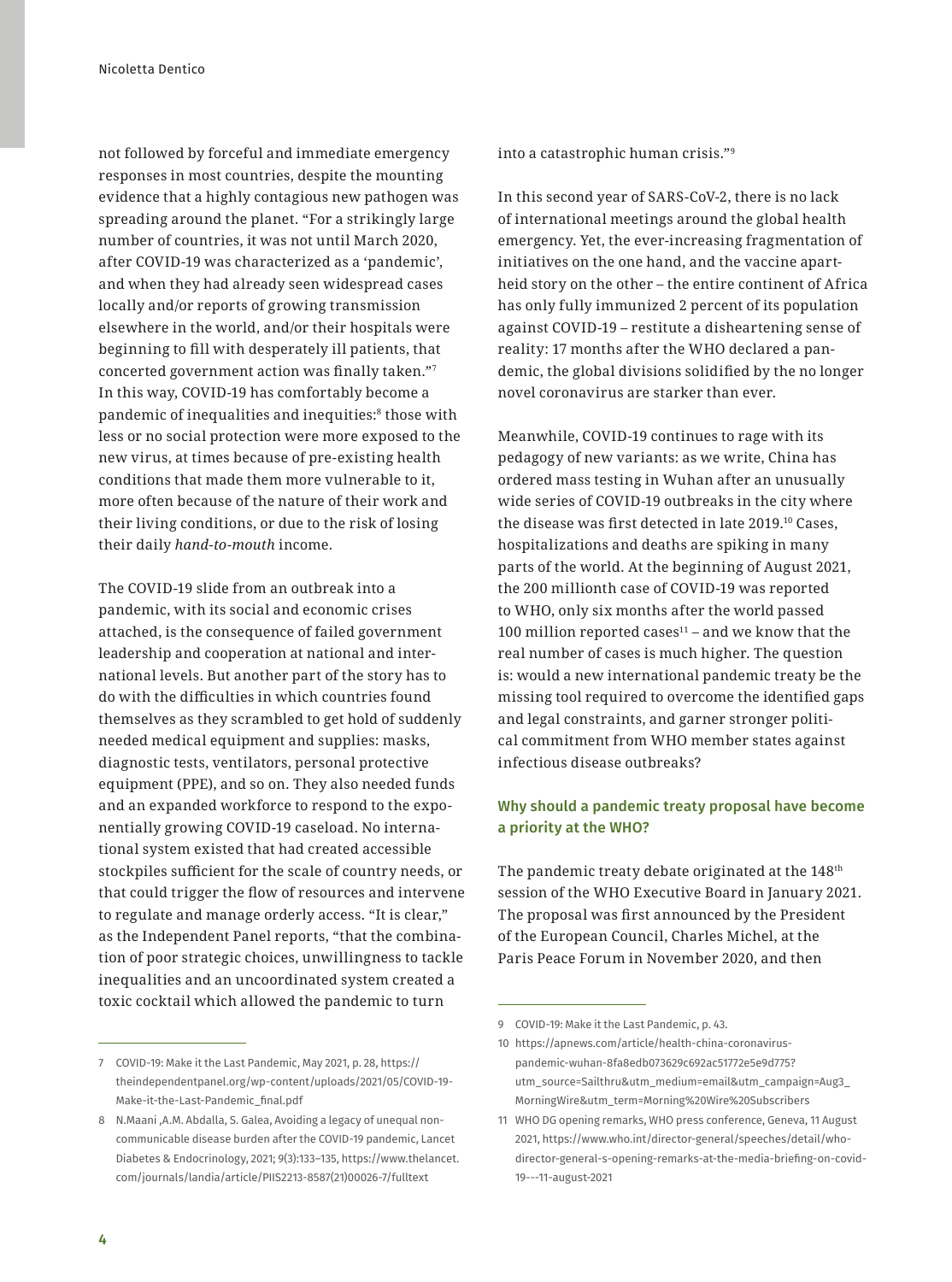not followed by forceful and immediate emergency responses in most countries, despite the mounting evidence that a highly contagious new pathogen was spreading around the planet. "For a strikingly large number of countries, it was not until March 2020, after COVID-19 was characterized as a 'pandemic', and when they had already seen widespread cases locally and/or reports of growing transmission elsewhere in the world, and/or their hospitals were beginning to fill with desperately ill patients, that concerted government action was finally taken."[7] In this way, COVID-19 has comfortably become a pandemic of inequalities and inequities:[8] those with less or no social protection were more exposed to the new virus, at times because of pre-existing health conditions that made them more vulnerable to it, more often because of the nature of their work and their living conditions, or due to the risk of losing their daily *hand-to-mouth* income.

The COVID-19 slide from an outbreak into a pandemic, with its social and economic crises attached, is the consequence of failed government leadership and cooperation at national and international levels. But another part of the story has to do with the difficulties in which countries found themselves as they scrambled to get hold of suddenly needed medical equipment and supplies: masks, diagnostic tests, ventilators, personal protective equipment (PPE), and so on. They also needed funds and an expanded workforce to respond to the exponentially growing COVID-19 caseload. No international system existed that had created accessible stockpiles sufficient for the scale of country needs, or that could trigger the flow of resources and intervene to regulate and manage orderly access. "It is clear," as the Independent Panel reports, "that the combination of poor strategic choices, unwillingness to tackle inequalities and an uncoordinated system created a toxic cocktail which allowed the pandemic to turn into a catastrophic human crisis."[9]

In this second year of SARS-CoV-2, there is no lack of international meetings around the global health emergency. Yet, the ever-increasing fragmentation of initiatives on the one hand, and the vaccine apartheid story on the other – the entire continent of Africa has only fully immunized 2 percent of its population against COVID-19 – restitute a disheartening sense of reality: 17 months after the WHO declared a pandemic, the global divisions solidified by the no longer novel coronavirus are starker than ever.

Meanwhile, COVID-19 continues to rage with its pedagogy of new variants: as we write, China has ordered mass testing in Wuhan after an unusually wide series of COVID-19 outbreaks in the city where the disease was first detected in late 2019.[10] Cases, hospitalizations and deaths are spiking in many parts of the world. At the beginning of August 2021, the 200 millionth case of COVID-19 was reported to WHO, only six months after the world passed 100 million reported cases[11] – and we know that the real number of cases is much higher. The question is: would a new international pandemic treaty be the missing tool required to overcome the identified gaps and legal constraints, and garner stronger political commitment from WHO member states against infectious disease outbreaks?

### Why should a pandemic treaty proposal have become a priority at the WHO?

The pandemic treaty debate originated at the 148th session of the WHO Executive Board in January 2021. The proposal was first announced by the President of the European Council, Charles Michel, at the Paris Peace Forum in November 2020, and then

---

7 COVID-19: Make it the Last Pandemic, May 2021, p. 28, https://theindependentpanel.org/wp-content/uploads/2021/05/COVID-19-Make-it-the-Last-Pandemic_final.pdf

8 N.Maani ,A.M. Abdalla, S. Galea, Avoiding a legacy of unequal non-communicable disease burden after the COVID-19 pandemic, Lancet Diabetes & Endocrinology, 2021; 9(3):133–135, https://www.thelancet.com/journals/landia/article/PIIS2213-8587(21)00026-7/fulltext

9 COVID-19: Make it the Last Pandemic, p. 43.

10 https://apnews.com/article/health-china-coronavirus-pandemic-wuhan-8fa8edb073629c692ac51772e5e9d775?utm_source=Sailthru&utm_medium=email&utm_campaign=Aug3_MorningWire&utm_term=Morning%20Wire%20Subscribers

11 WHO DG opening remarks, WHO press conference, Geneva, 11 August 2021, https://www.who.int/director-general/speeches/detail/who-director-general-s-opening-remarks-at-the-media-briefing-on-covid-19---11-august-2021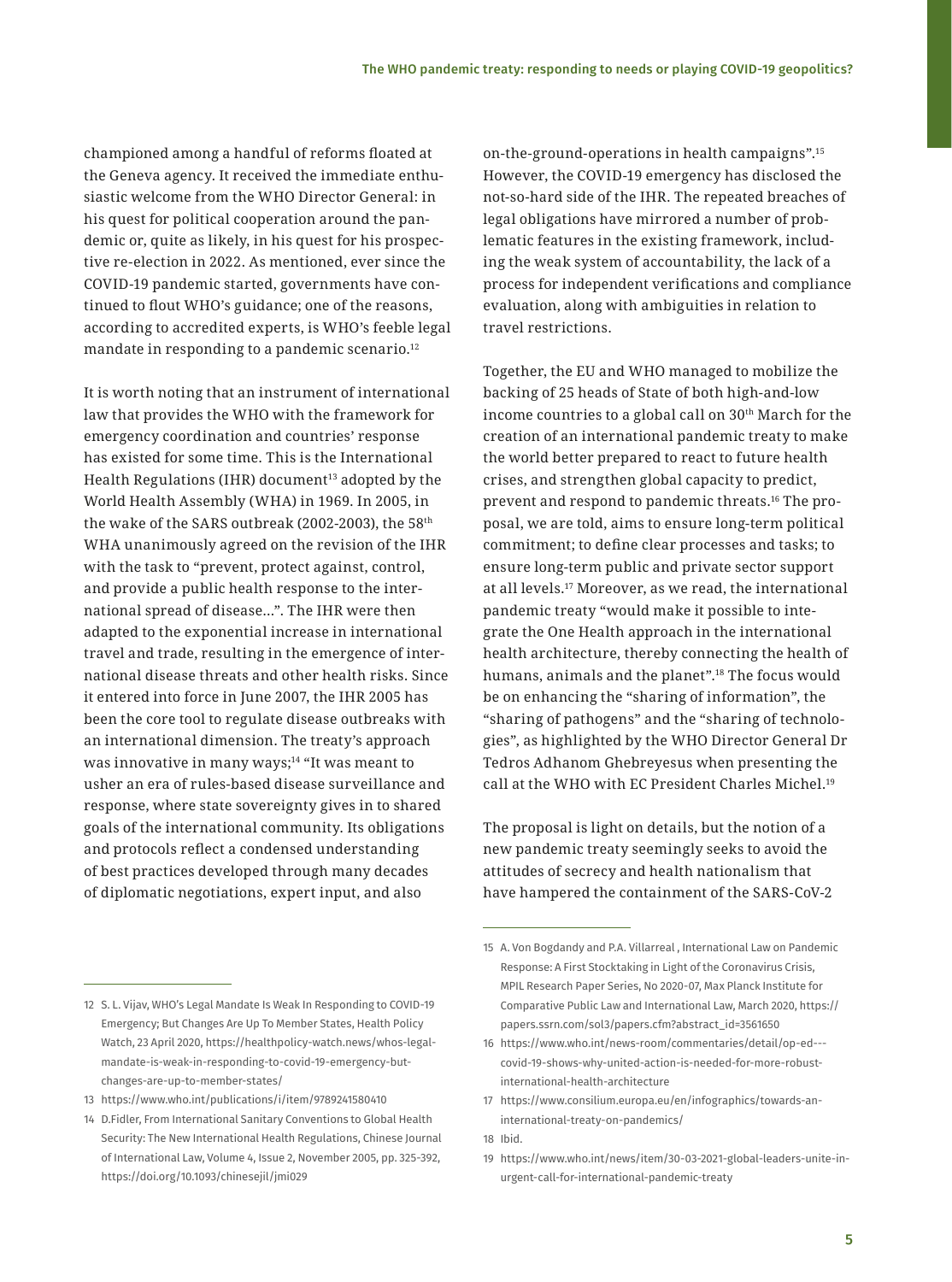championed among a handful of reforms floated at the Geneva agency. It received the immediate enthusiastic welcome from the WHO Director General: in his quest for political cooperation around the pandemic or, quite as likely, in his quest for his prospective re-election in 2022. As mentioned, ever since the COVID-19 pandemic started, governments have continued to flout WHO's guidance; one of the reasons, according to accredited experts, is WHO's feeble legal mandate in responding to a pandemic scenario.[12]

It is worth noting that an instrument of international law that provides the WHO with the framework for emergency coordination and countries' response has existed for some time. This is the International Health Regulations (IHR) document[13] adopted by the World Health Assembly (WHA) in 1969. In 2005, in the wake of the SARS outbreak (2002-2003), the 58th WHA unanimously agreed on the revision of the IHR with the task to "prevent, protect against, control, and provide a public health response to the international spread of disease…". The IHR were then adapted to the exponential increase in international travel and trade, resulting in the emergence of international disease threats and other health risks. Since it entered into force in June 2007, the IHR 2005 has been the core tool to regulate disease outbreaks with an international dimension. The treaty's approach was innovative in many ways;[14] "It was meant to usher an era of rules-based disease surveillance and response, where state sovereignty gives in to shared goals of the international community. Its obligations and protocols reflect a condensed understanding of best practices developed through many decades of diplomatic negotiations, expert input, and also on-the-ground-operations in health campaigns".[15] However, the COVID-19 emergency has disclosed the not-so-hard side of the IHR. The repeated breaches of legal obligations have mirrored a number of problematic features in the existing framework, including the weak system of accountability, the lack of a process for independent verifications and compliance evaluation, along with ambiguities in relation to travel restrictions.

Together, the EU and WHO managed to mobilize the backing of 25 heads of State of both high-and-low income countries to a global call on 30th March for the creation of an international pandemic treaty to make the world better prepared to react to future health crises, and strengthen global capacity to predict, prevent and respond to pandemic threats.[16] The proposal, we are told, aims to ensure long-term political commitment; to define clear processes and tasks; to ensure long-term public and private sector support at all levels.[17] Moreover, as we read, the international pandemic treaty "would make it possible to integrate the One Health approach in the international health architecture, thereby connecting the health of humans, animals and the planet".[18] The focus would be on enhancing the "sharing of information", the "sharing of pathogens" and the "sharing of technologies", as highlighted by the WHO Director General Dr Tedros Adhanom Ghebreyesus when presenting the call at the WHO with EC President Charles Michel.[19]

The proposal is light on details, but the notion of a new pandemic treaty seemingly seeks to avoid the attitudes of secrecy and health nationalism that have hampered the containment of the SARS-CoV-2

---

12 S. L. Vijav, WHO's Legal Mandate Is Weak In Responding to COVID-19 Emergency; But Changes Are Up To Member States, Health Policy Watch, 23 April 2020, https://healthpolicy-watch.news/whos-legal-mandate-is-weak-in-responding-to-covid-19-emergency-but-changes-are-up-to-member-states/

13 https://www.who.int/publications/i/item/9789241580410

14 D.Fidler, From International Sanitary Conventions to Global Health Security: The New International Health Regulations, Chinese Journal of International Law, Volume 4, Issue 2, November 2005, pp. 325-392, https://doi.org/10.1093/chinesejil/jmi029

15 A. Von Bogdandy and P.A. Villarreal , International Law on Pandemic Response: A First Stocktaking in Light of the Coronavirus Crisis, MPIL Research Paper Series, No 2020-07, Max Planck Institute for Comparative Public Law and International Law, March 2020, https://papers.ssrn.com/sol3/papers.cfm?abstract_id=3561650

16 https://www.who.int/news-room/commentaries/detail/op-ed---covid-19-shows-why-united-action-is-needed-for-more-robust-international-health-architecture

17 https://www.consilium.europa.eu/en/infographics/towards-an-international-treaty-on-pandemics/

18 Ibid.

19 https://www.who.int/news/item/30-03-2021-global-leaders-unite-in-urgent-call-for-international-pandemic-treaty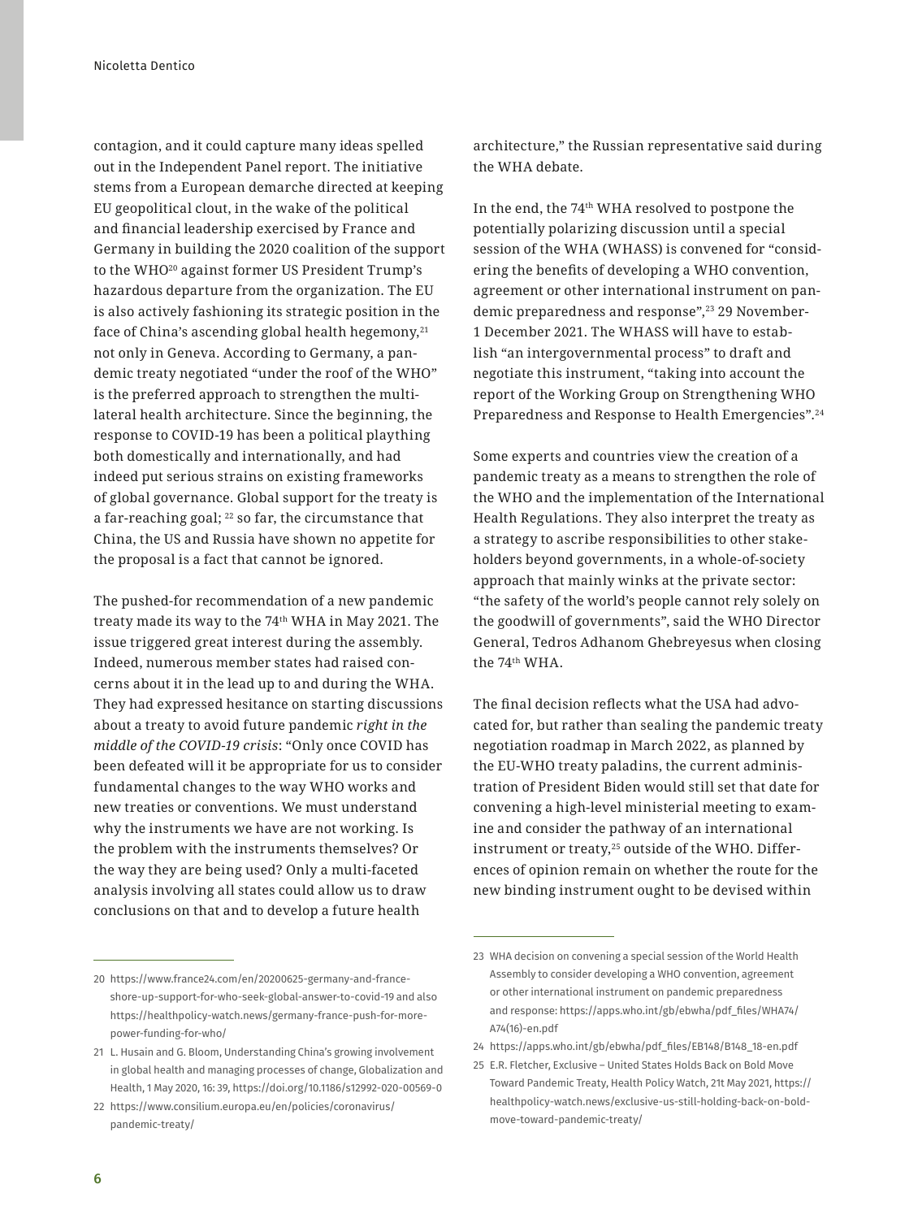contagion, and it could capture many ideas spelled out in the Independent Panel report. The initiative stems from a European demarche directed at keeping EU geopolitical clout, in the wake of the political and financial leadership exercised by France and Germany in building the 2020 coalition of the support to the WHO[20] against former US President Trump's hazardous departure from the organization. The EU is also actively fashioning its strategic position in the face of China's ascending global health hegemony,[21] not only in Geneva. According to Germany, a pandemic treaty negotiated "under the roof of the WHO" is the preferred approach to strengthen the multilateral health architecture. Since the beginning, the response to COVID-19 has been a political plaything both domestically and internationally, and had indeed put serious strains on existing frameworks of global governance. Global support for the treaty is a far-reaching goal; [22] so far, the circumstance that China, the US and Russia have shown no appetite for the proposal is a fact that cannot be ignored.

The pushed-for recommendation of a new pandemic treaty made its way to the 74th WHA in May 2021. The issue triggered great interest during the assembly. Indeed, numerous member states had raised concerns about it in the lead up to and during the WHA. They had expressed hesitance on starting discussions about a treaty to avoid future pandemic *right in the middle of the COVID-19 crisis*: "Only once COVID has been defeated will it be appropriate for us to consider fundamental changes to the way WHO works and new treaties or conventions. We must understand why the instruments we have are not working. Is the problem with the instruments themselves? Or the way they are being used? Only a multi-faceted analysis involving all states could allow us to draw conclusions on that and to develop a future health architecture," the Russian representative said during the WHA debate.

In the end, the 74th WHA resolved to postpone the potentially polarizing discussion until a special session of the WHA (WHASS) is convened for "considering the benefits of developing a WHO convention, agreement or other international instrument on pandemic preparedness and response",[23] 29 November-1 December 2021. The WHASS will have to establish "an intergovernmental process" to draft and negotiate this instrument, "taking into account the report of the Working Group on Strengthening WHO Preparedness and Response to Health Emergencies".[24]

Some experts and countries view the creation of a pandemic treaty as a means to strengthen the role of the WHO and the implementation of the International Health Regulations. They also interpret the treaty as a strategy to ascribe responsibilities to other stakeholders beyond governments, in a whole-of-society approach that mainly winks at the private sector: "the safety of the world's people cannot rely solely on the goodwill of governments", said the WHO Director General, Tedros Adhanom Ghebreyesus when closing the 74th WHA.

The final decision reflects what the USA had advocated for, but rather than sealing the pandemic treaty negotiation roadmap in March 2022, as planned by the EU-WHO treaty paladins, the current administration of President Biden would still set that date for convening a high-level ministerial meeting to examine and consider the pathway of an international instrument or treaty,[25] outside of the WHO. Differences of opinion remain on whether the route for the new binding instrument ought to be devised within

---

20 https://www.france24.com/en/20200625-germany-and-france-shore-up-support-for-who-seek-global-answer-to-covid-19 and also https://healthpolicy-watch.news/germany-france-push-for-more-power-funding-for-who/

21 L. Husain and G. Bloom, Understanding China's growing involvement in global health and managing processes of change, Globalization and Health, 1 May 2020, 16: 39, https://doi.org/10.1186/s12992-020-00569-0

22 https://www.consilium.europa.eu/en/policies/coronavirus/pandemic-treaty/

23 WHA decision on convening a special session of the World Health Assembly to consider developing a WHO convention, agreement or other international instrument on pandemic preparedness and response: https://apps.who.int/gb/ebwha/pdf_files/WHA74/A74(16)-en.pdf

24 https://apps.who.int/gb/ebwha/pdf_files/EB148/B148_18-en.pdf

25 E.R. Fletcher, Exclusive – United States Holds Back on Bold Move Toward Pandemic Treaty, Health Policy Watch, 21t May 2021, https://healthpolicy-watch.news/exclusive-us-still-holding-back-on-bold-move-toward-pandemic-treaty/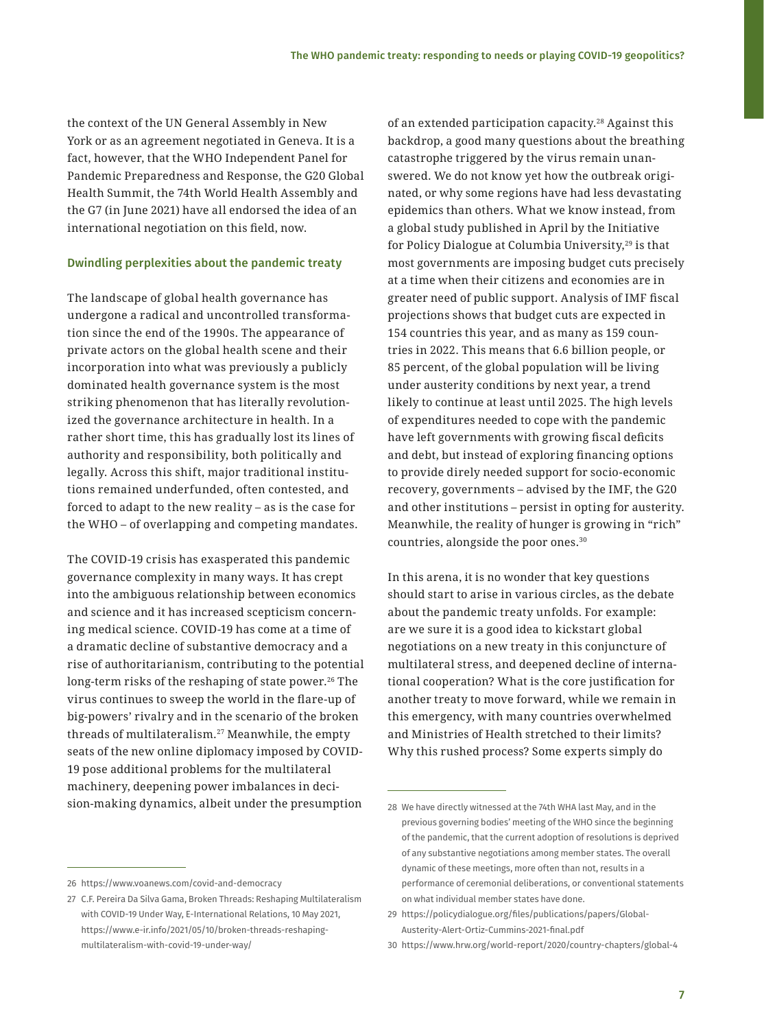the context of the UN General Assembly in New York or as an agreement negotiated in Geneva. It is a fact, however, that the WHO Independent Panel for Pandemic Preparedness and Response, the G20 Global Health Summit, the 74th World Health Assembly and the G7 (in June 2021) have all endorsed the idea of an international negotiation on this field, now.

## Dwindling perplexities about the pandemic treaty

The landscape of global health governance has undergone a radical and uncontrolled transformation since the end of the 1990s. The appearance of private actors on the global health scene and their incorporation into what was previously a publicly dominated health governance system is the most striking phenomenon that has literally revolutionized the governance architecture in health. In a rather short time, this has gradually lost its lines of authority and responsibility, both politically and legally. Across this shift, major traditional institutions remained underfunded, often contested, and forced to adapt to the new reality – as is the case for the WHO – of overlapping and competing mandates.

The COVID-19 crisis has exasperated this pandemic governance complexity in many ways. It has crept into the ambiguous relationship between economics and science and it has increased scepticism concerning medical science. COVID-19 has come at a time of a dramatic decline of substantive democracy and a rise of authoritarianism, contributing to the potential long-term risks of the reshaping of state power.[26] The virus continues to sweep the world in the flare-up of big-powers' rivalry and in the scenario of the broken threads of multilateralism.[27] Meanwhile, the empty seats of the new online diplomacy imposed by COVID-19 pose additional problems for the multilateral machinery, deepening power imbalances in decision-making dynamics, albeit under the presumption of an extended participation capacity.[28] Against this backdrop, a good many questions about the breathing catastrophe triggered by the virus remain unanswered. We do not know yet how the outbreak originated, or why some regions have had less devastating epidemics than others. What we know instead, from a global study published in April by the Initiative for Policy Dialogue at Columbia University,[29] is that most governments are imposing budget cuts precisely at a time when their citizens and economies are in greater need of public support. Analysis of IMF fiscal projections shows that budget cuts are expected in 154 countries this year, and as many as 159 countries in 2022. This means that 6.6 billion people, or 85 percent, of the global population will be living under austerity conditions by next year, a trend likely to continue at least until 2025. The high levels of expenditures needed to cope with the pandemic have left governments with growing fiscal deficits and debt, but instead of exploring financing options to provide direly needed support for socio-economic recovery, governments – advised by the IMF, the G20 and other institutions – persist in opting for austerity. Meanwhile, the reality of hunger is growing in "rich" countries, alongside the poor ones.[30]

In this arena, it is no wonder that key questions should start to arise in various circles, as the debate about the pandemic treaty unfolds. For example: are we sure it is a good idea to kickstart global negotiations on a new treaty in this conjuncture of multilateral stress, and deepened decline of international cooperation? What is the core justification for another treaty to move forward, while we remain in this emergency, with many countries overwhelmed and Ministries of Health stretched to their limits? Why this rushed process? Some experts simply do

---

26 https://www.voanews.com/covid-and-democracy

27 C.F. Pereira Da Silva Gama, Broken Threads: Reshaping Multilateralism with COVID-19 Under Way, E-International Relations, 10 May 2021, https://www.e-ir.info/2021/05/10/broken-threads-reshaping-multilateralism-with-covid-19-under-way/

28 We have directly witnessed at the 74th WHA last May, and in the previous governing bodies' meeting of the WHO since the beginning of the pandemic, that the current adoption of resolutions is deprived of any substantive negotiations among member states. The overall dynamic of these meetings, more often than not, results in a performance of ceremonial deliberations, or conventional statements on what individual member states have done.

29 https://policydialogue.org/files/publications/papers/Global-Austerity-Alert-Ortiz-Cummins-2021-final.pdf

30 https://www.hrw.org/world-report/2020/country-chapters/global-4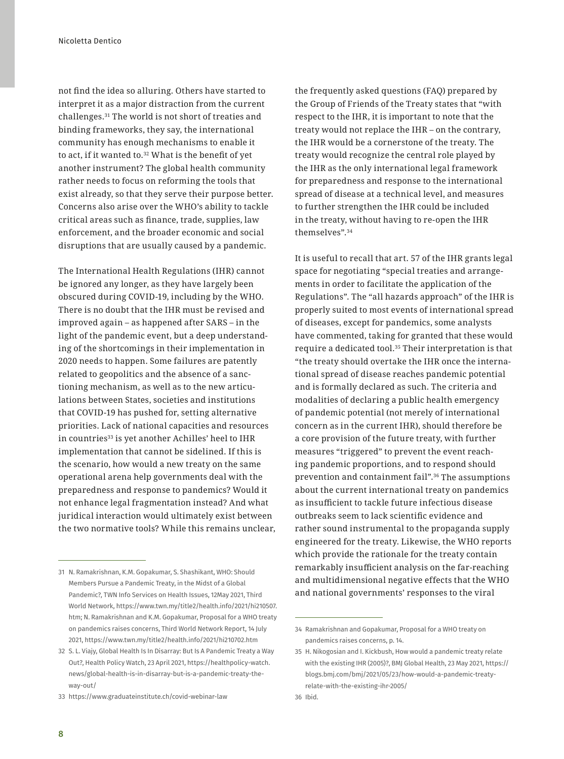not find the idea so alluring. Others have started to interpret it as a major distraction from the current challenges.[31] The world is not short of treaties and binding frameworks, they say, the international community has enough mechanisms to enable it to act, if it wanted to.[32] What is the benefit of yet another instrument? The global health community rather needs to focus on reforming the tools that exist already, so that they serve their purpose better. Concerns also arise over the WHO's ability to tackle critical areas such as finance, trade, supplies, law enforcement, and the broader economic and social disruptions that are usually caused by a pandemic.

The International Health Regulations (IHR) cannot be ignored any longer, as they have largely been obscured during COVID-19, including by the WHO. There is no doubt that the IHR must be revised and improved again – as happened after SARS – in the light of the pandemic event, but a deep understanding of the shortcomings in their implementation in 2020 needs to happen. Some failures are patently related to geopolitics and the absence of a sanctioning mechanism, as well as to the new articulations between States, societies and institutions that COVID-19 has pushed for, setting alternative priorities. Lack of national capacities and resources in countries[33] is yet another Achilles' heel to IHR implementation that cannot be sidelined. If this is the scenario, how would a new treaty on the same operational arena help governments deal with the preparedness and response to pandemics? Would it not enhance legal fragmentation instead? And what juridical interaction would ultimately exist between the two normative tools? While this remains unclear, the frequently asked questions (FAQ) prepared by the Group of Friends of the Treaty states that "with respect to the IHR, it is important to note that the treaty would not replace the IHR – on the contrary, the IHR would be a cornerstone of the treaty. The treaty would recognize the central role played by the IHR as the only international legal framework for preparedness and response to the international spread of disease at a technical level, and measures to further strengthen the IHR could be included in the treaty, without having to re-open the IHR themselves".[34]

It is useful to recall that art. 57 of the IHR grants legal space for negotiating "special treaties and arrangements in order to facilitate the application of the Regulations". The "all hazards approach" of the IHR is properly suited to most events of international spread of diseases, except for pandemics, some analysts have commented, taking for granted that these would require a dedicated tool.[35] Their interpretation is that "the treaty should overtake the IHR once the international spread of disease reaches pandemic potential and is formally declared as such. The criteria and modalities of declaring a public health emergency of pandemic potential (not merely of international concern as in the current IHR), should therefore be a core provision of the future treaty, with further measures "triggered" to prevent the event reaching pandemic proportions, and to respond should prevention and containment fail".[36] The assumptions about the current international treaty on pandemics as insufficient to tackle future infectious disease outbreaks seem to lack scientific evidence and rather sound instrumental to the propaganda supply engineered for the treaty. Likewise, the WHO reports which provide the rationale for the treaty contain remarkably insufficient analysis on the far-reaching and multidimensional negative effects that the WHO and national governments' responses to the viral

---

31 N. Ramakrishnan, K.M. Gopakumar, S. Shashikant, WHO: Should Members Pursue a Pandemic Treaty, in the Midst of a Global Pandemic?, TWN Info Services on Health Issues, 12May 2021, Third World Network, https://www.twn.my/title2/health.info/2021/hi210507.htm; N. Ramakrishnan and K.M. Gopakumar, Proposal for a WHO treaty on pandemics raises concerns, Third World Network Report, 14 July 2021, https://www.twn.my/title2/health.info/2021/hi210702.htm

32 S. L. Viajy, Global Health Is In Disarray: But Is A Pandemic Treaty a Way Out?, Health Policy Watch, 23 April 2021, https://healthpolicy-watch.news/global-health-is-in-disarray-but-is-a-pandemic-treaty-the-way-out/

33 https://www.graduateinstitute.ch/covid-webinar-law

34 Ramakrishnan and Gopakumar, Proposal for a WHO treaty on pandemics raises concerns, p. 14.

35 H. Nikogosian and I. Kickbush, How would a pandemic treaty relate with the existing IHR (2005)?, BMJ Global Health, 23 May 2021, https://blogs.bmj.com/bmj/2021/05/23/how-would-a-pandemic-treaty-relate-with-the-existing-ihr-2005/

36 Ibid.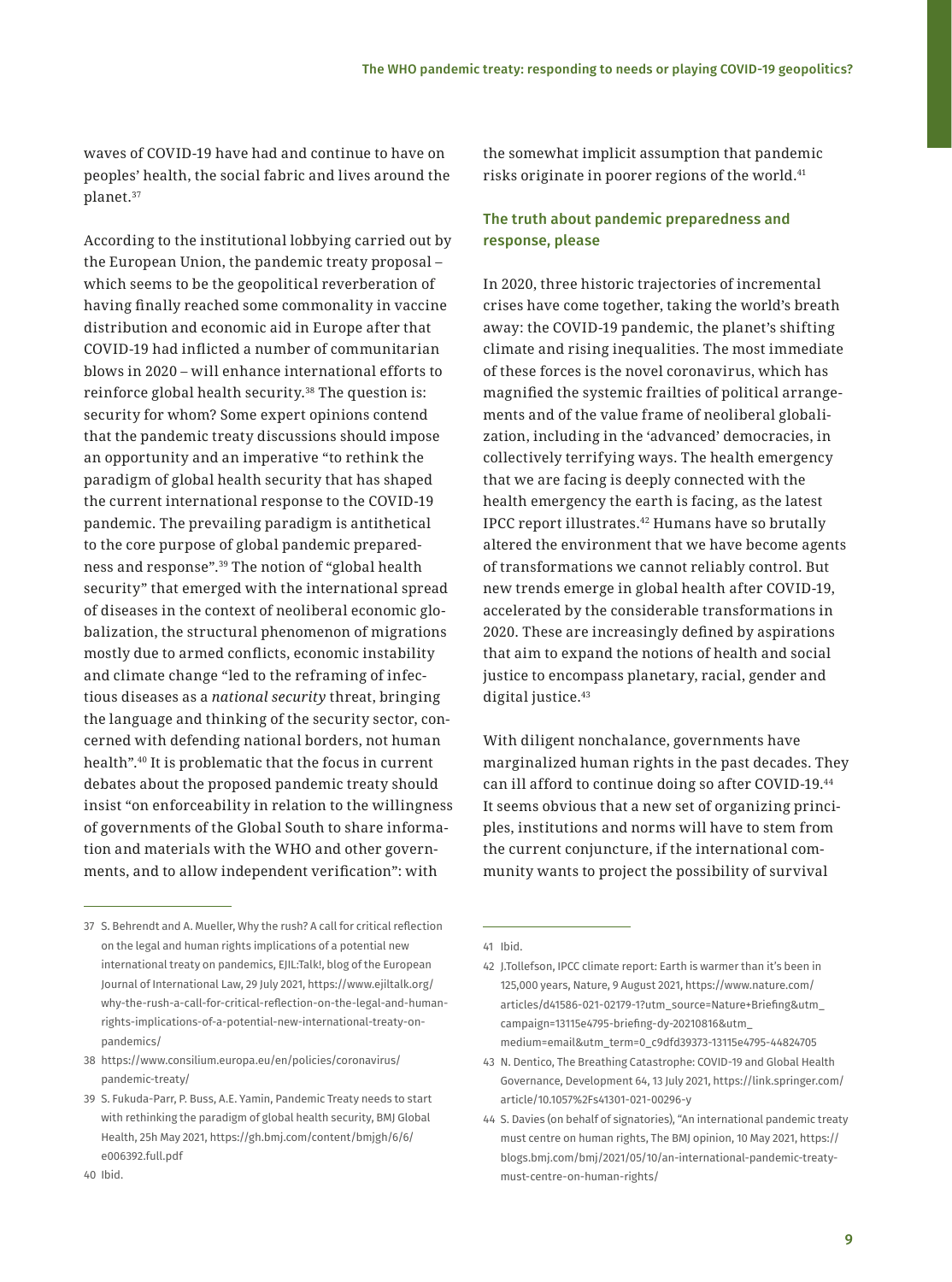waves of COVID-19 have had and continue to have on peoples' health, the social fabric and lives around the planet.[37]

According to the institutional lobbying carried out by the European Union, the pandemic treaty proposal – which seems to be the geopolitical reverberation of having finally reached some commonality in vaccine distribution and economic aid in Europe after that COVID-19 had inflicted a number of communitarian blows in 2020 – will enhance international efforts to reinforce global health security.[38] The question is: security for whom? Some expert opinions contend that the pandemic treaty discussions should impose an opportunity and an imperative "to rethink the paradigm of global health security that has shaped the current international response to the COVID-19 pandemic. The prevailing paradigm is antithetical to the core purpose of global pandemic preparedness and response".[39] The notion of "global health security" that emerged with the international spread of diseases in the context of neoliberal economic globalization, the structural phenomenon of migrations mostly due to armed conflicts, economic instability and climate change "led to the reframing of infectious diseases as a *national security* threat, bringing the language and thinking of the security sector, concerned with defending national borders, not human health".[40] It is problematic that the focus in current debates about the proposed pandemic treaty should insist "on enforceability in relation to the willingness of governments of the Global South to share information and materials with the WHO and other governments, and to allow independent verification": with the somewhat implicit assumption that pandemic risks originate in poorer regions of the world.[41]

## The truth about pandemic preparedness and response, please

In 2020, three historic trajectories of incremental crises have come together, taking the world's breath away: the COVID-19 pandemic, the planet's shifting climate and rising inequalities. The most immediate of these forces is the novel coronavirus, which has magnified the systemic frailties of political arrangements and of the value frame of neoliberal globalization, including in the 'advanced' democracies, in collectively terrifying ways. The health emergency that we are facing is deeply connected with the health emergency the earth is facing, as the latest IPCC report illustrates.[42] Humans have so brutally altered the environment that we have become agents of transformations we cannot reliably control. But new trends emerge in global health after COVID-19, accelerated by the considerable transformations in 2020. These are increasingly defined by aspirations that aim to expand the notions of health and social justice to encompass planetary, racial, gender and digital justice.[43]

With diligent nonchalance, governments have marginalized human rights in the past decades. They can ill afford to continue doing so after COVID-19.[44] It seems obvious that a new set of organizing principles, institutions and norms will have to stem from the current conjuncture, if the international community wants to project the possibility of survival

---

37 S. Behrendt and A. Mueller, Why the rush? A call for critical reflection on the legal and human rights implications of a potential new international treaty on pandemics, EJIL:Talk!, blog of the European Journal of International Law, 29 July 2021, https://www.ejiltalk.org/why-the-rush-a-call-for-critical-reflection-on-the-legal-and-human-rights-implications-of-a-potential-new-international-treaty-on-pandemics/

38 https://www.consilium.europa.eu/en/policies/coronavirus/pandemic-treaty/

39 S. Fukuda-Parr, P. Buss, A.E. Yamin, Pandemic Treaty needs to start with rethinking the paradigm of global health security, BMJ Global Health, 25h May 2021, https://gh.bmj.com/content/bmjgh/6/6/e006392.full.pdf

40 Ibid.

41 Ibid.

42 J.Tollefson, IPCC climate report: Earth is warmer than it's been in 125,000 years, Nature, 9 August 2021, https://www.nature.com/articles/d41586-021-02179-1?utm_source=Nature+Briefing&utm_campaign=13115e4795-briefing-dy-20210816&utm_medium=email&utm_term=0_c9dfd39373-13115e4795-44824705

43 N. Dentico, The Breathing Catastrophe: COVID-19 and Global Health Governance, Development 64, 13 July 2021, https://link.springer.com/article/10.1057%2Fs41301-021-00296-y

44 S. Davies (on behalf of signatories), "An international pandemic treaty must centre on human rights, The BMJ opinion, 10 May 2021, https://blogs.bmj.com/bmj/2021/05/10/an-international-pandemic-treaty-must-centre-on-human-rights/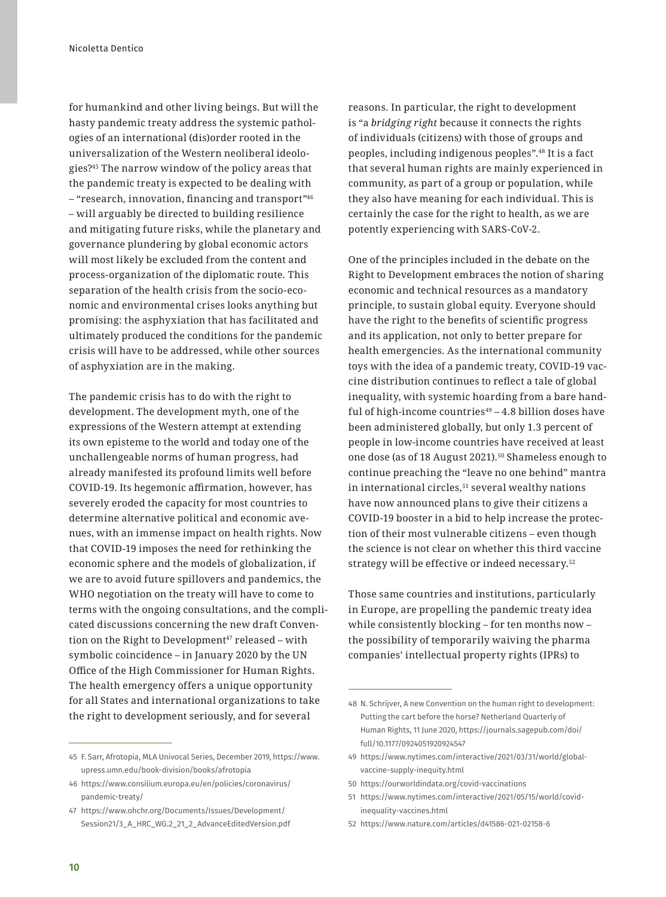for humankind and other living beings. But will the hasty pandemic treaty address the systemic pathologies of an international (dis)order rooted in the universalization of the Western neoliberal ideologies?[45] The narrow window of the policy areas that the pandemic treaty is expected to be dealing with – "research, innovation, financing and transport"[46] – will arguably be directed to building resilience and mitigating future risks, while the planetary and governance plundering by global economic actors will most likely be excluded from the content and process-organization of the diplomatic route. This separation of the health crisis from the socio-economic and environmental crises looks anything but promising: the asphyxiation that has facilitated and ultimately produced the conditions for the pandemic crisis will have to be addressed, while other sources of asphyxiation are in the making.

The pandemic crisis has to do with the right to development. The development myth, one of the expressions of the Western attempt at extending its own episteme to the world and today one of the unchallengeable norms of human progress, had already manifested its profound limits well before COVID-19. Its hegemonic affirmation, however, has severely eroded the capacity for most countries to determine alternative political and economic avenues, with an immense impact on health rights. Now that COVID-19 imposes the need for rethinking the economic sphere and the models of globalization, if we are to avoid future spillovers and pandemics, the WHO negotiation on the treaty will have to come to terms with the ongoing consultations, and the complicated discussions concerning the new draft Convention on the Right to Development[47] released – with symbolic coincidence – in January 2020 by the UN Office of the High Commissioner for Human Rights. The health emergency offers a unique opportunity for all States and international organizations to take the right to development seriously, and for several reasons. In particular, the right to development is "a *bridging right* because it connects the rights of individuals (citizens) with those of groups and peoples, including indigenous peoples".[48] It is a fact that several human rights are mainly experienced in community, as part of a group or population, while they also have meaning for each individual. This is certainly the case for the right to health, as we are potently experiencing with SARS-CoV-2.

One of the principles included in the debate on the Right to Development embraces the notion of sharing economic and technical resources as a mandatory principle, to sustain global equity. Everyone should have the right to the benefits of scientific progress and its application, not only to better prepare for health emergencies. As the international community toys with the idea of a pandemic treaty, COVID-19 vaccine distribution continues to reflect a tale of global inequality, with systemic hoarding from a bare handful of high-income countries[49] – 4.8 billion doses have been administered globally, but only 1.3 percent of people in low-income countries have received at least one dose (as of 18 August 2021).[50] Shameless enough to continue preaching the "leave no one behind" mantra in international circles,[51] several wealthy nations have now announced plans to give their citizens a COVID-19 booster in a bid to help increase the protection of their most vulnerable citizens – even though the science is not clear on whether this third vaccine strategy will be effective or indeed necessary.[52]

Those same countries and institutions, particularly in Europe, are propelling the pandemic treaty idea while consistently blocking – for ten months now – the possibility of temporarily waiving the pharma companies' intellectual property rights (IPRs) to

---

45 F. Sarr, Afrotopia, MLA Univocal Series, December 2019, https://www.upress.umn.edu/book-division/books/afrotopia

46 https://www.consilium.europa.eu/en/policies/coronavirus/pandemic-treaty/

47 https://www.ohchr.org/Documents/Issues/Development/Session21/3_A_HRC_WG.2_21_2_AdvanceEditedVersion.pdf

48 N. Schrijver, A new Convention on the human right to development: Putting the cart before the horse? Netherland Quarterly of Human Rights, 11 June 2020, https://journals.sagepub.com/doi/full/10.1177/0924051920924547

49 https://www.nytimes.com/interactive/2021/03/31/world/global-vaccine-supply-inequity.html

50 https://ourworldindata.org/covid-vaccinations

51 https://www.nytimes.com/interactive/2021/05/15/world/covid-inequality-vaccines.html

52 https://www.nature.com/articles/d41586-021-02158-6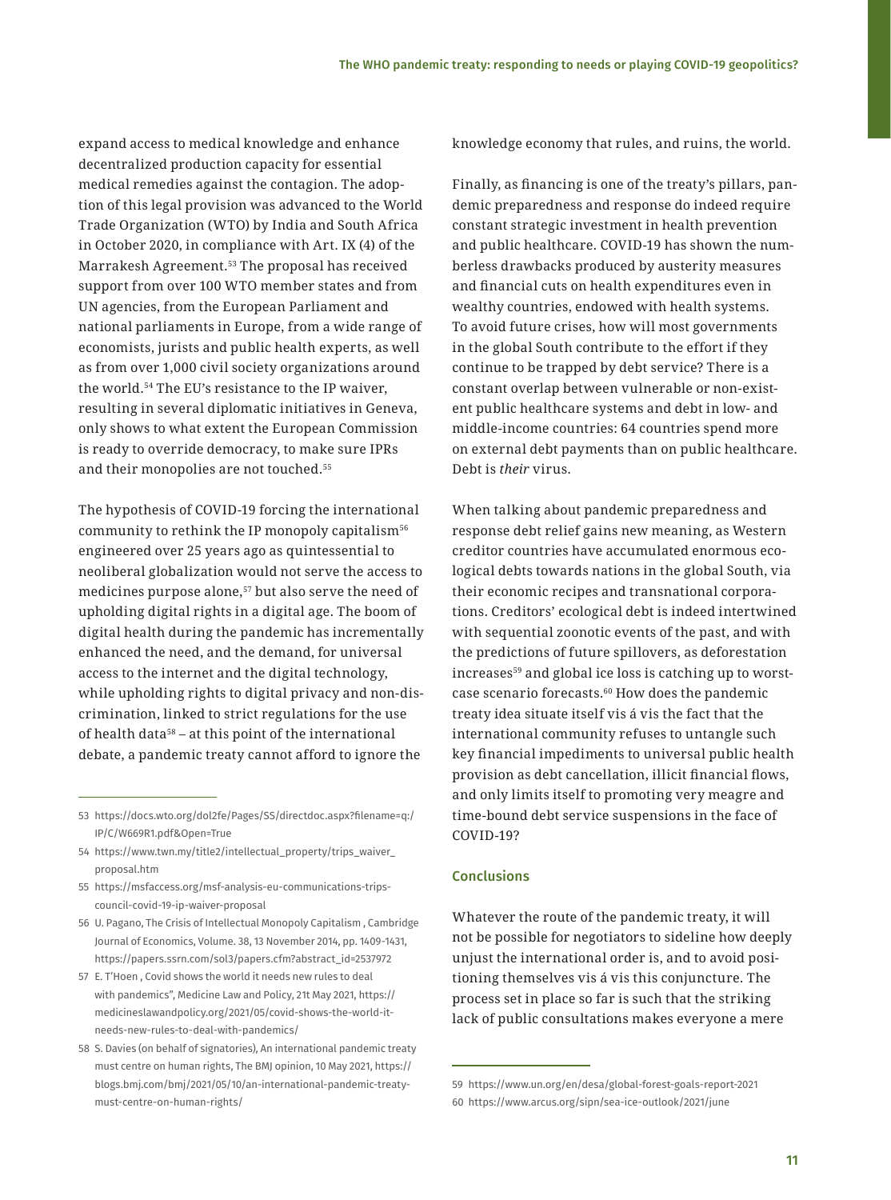expand access to medical knowledge and enhance decentralized production capacity for essential medical remedies against the contagion. The adoption of this legal provision was advanced to the World Trade Organization (WTO) by India and South Africa in October 2020, in compliance with Art. IX (4) of the Marrakesh Agreement.[53] The proposal has received support from over 100 WTO member states and from UN agencies, from the European Parliament and national parliaments in Europe, from a wide range of economists, jurists and public health experts, as well as from over 1,000 civil society organizations around the world.[54] The EU's resistance to the IP waiver, resulting in several diplomatic initiatives in Geneva, only shows to what extent the European Commission is ready to override democracy, to make sure IPRs and their monopolies are not touched.[55]

The hypothesis of COVID-19 forcing the international community to rethink the IP monopoly capitalism[56] engineered over 25 years ago as quintessential to neoliberal globalization would not serve the access to medicines purpose alone,[57] but also serve the need of upholding digital rights in a digital age. The boom of digital health during the pandemic has incrementally enhanced the need, and the demand, for universal access to the internet and the digital technology, while upholding rights to digital privacy and non-discrimination, linked to strict regulations for the use of health data[58] – at this point of the international debate, a pandemic treaty cannot afford to ignore the knowledge economy that rules, and ruins, the world.

Finally, as financing is one of the treaty's pillars, pandemic preparedness and response do indeed require constant strategic investment in health prevention and public healthcare. COVID-19 has shown the numberless drawbacks produced by austerity measures and financial cuts on health expenditures even in wealthy countries, endowed with health systems. To avoid future crises, how will most governments in the global South contribute to the effort if they continue to be trapped by debt service? There is a constant overlap between vulnerable or non-existent public healthcare systems and debt in low- and middle-income countries: 64 countries spend more on external debt payments than on public healthcare. Debt is *their* virus.

When talking about pandemic preparedness and response debt relief gains new meaning, as Western creditor countries have accumulated enormous ecological debts towards nations in the global South, via their economic recipes and transnational corporations. Creditors' ecological debt is indeed intertwined with sequential zoonotic events of the past, and with the predictions of future spillovers, as deforestation increases[59] and global ice loss is catching up to worst-case scenario forecasts.[60] How does the pandemic treaty idea situate itself vis á vis the fact that the international community refuses to untangle such key financial impediments to universal public health provision as debt cancellation, illicit financial flows, and only limits itself to promoting very meagre and time-bound debt service suspensions in the face of COVID-19?

## Conclusions

Whatever the route of the pandemic treaty, it will not be possible for negotiators to sideline how deeply unjust the international order is, and to avoid positioning themselves vis á vis this conjuncture. The process set in place so far is such that the striking lack of public consultations makes everyone a mere

---

53 https://docs.wto.org/dol2fe/Pages/SS/directdoc.aspx?filename=q:/IP/C/W669R1.pdf&Open=True

54 https://www.twn.my/title2/intellectual_property/trips_waiver_proposal.htm

55 https://msfaccess.org/msf-analysis-eu-communications-trips-council-covid-19-ip-waiver-proposal

56 U. Pagano, The Crisis of Intellectual Monopoly Capitalism , Cambridge Journal of Economics, Volume. 38, 13 November 2014, pp. 1409-1431, https://papers.ssrn.com/sol3/papers.cfm?abstract_id=2537972

57 E. T'Hoen , Covid shows the world it needs new rules to deal with pandemics", Medicine Law and Policy, 21t May 2021, https://medicineslawandpolicy.org/2021/05/covid-shows-the-world-it-needs-new-rules-to-deal-with-pandemics/

58 S. Davies (on behalf of signatories), An international pandemic treaty must centre on human rights, The BMJ opinion, 10 May 2021, https://blogs.bmj.com/bmj/2021/05/10/an-international-pandemic-treaty-must-centre-on-human-rights/

59 https://www.un.org/en/desa/global-forest-goals-report-2021

60 https://www.arcus.org/sipn/sea-ice-outlook/2021/june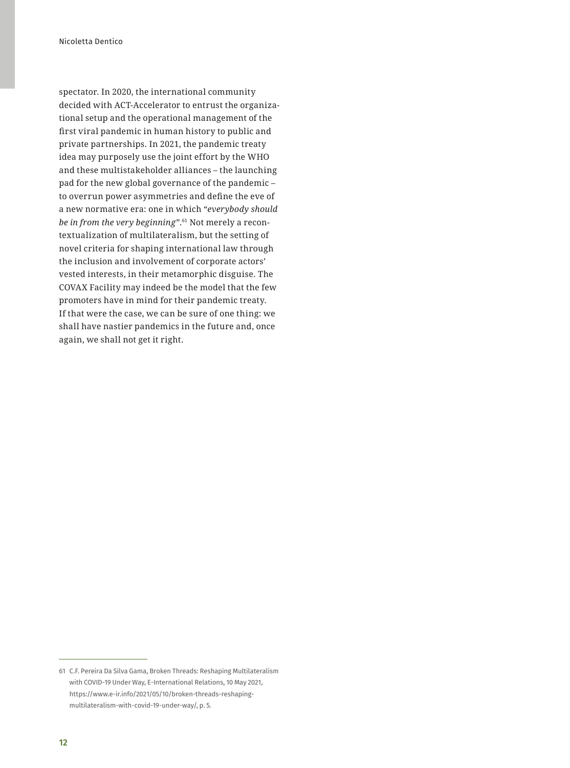spectator. In 2020, the international community decided with ACT-Accelerator to entrust the organizational setup and the operational management of the first viral pandemic in human history to public and private partnerships. In 2021, the pandemic treaty idea may purposely use the joint effort by the WHO and these multistakeholder alliances – the launching pad for the new global governance of the pandemic – to overrun power asymmetries and define the eve of a new normative era: one in which "*everybody should be in from the very beginning*".[61] Not merely a recontextualization of multilateralism, but the setting of novel criteria for shaping international law through the inclusion and involvement of corporate actors' vested interests, in their metamorphic disguise. The COVAX Facility may indeed be the model that the few promoters have in mind for their pandemic treaty. If that were the case, we can be sure of one thing: we shall have nastier pandemics in the future and, once again, we shall not get it right.

---

61 C.F. Pereira Da Silva Gama, Broken Threads: Reshaping Multilateralism with COVID-19 Under Way, E-International Relations, 10 May 2021, https://www.e-ir.info/2021/05/10/broken-threads-reshaping-multilateralism-with-covid-19-under-way/, p. 5.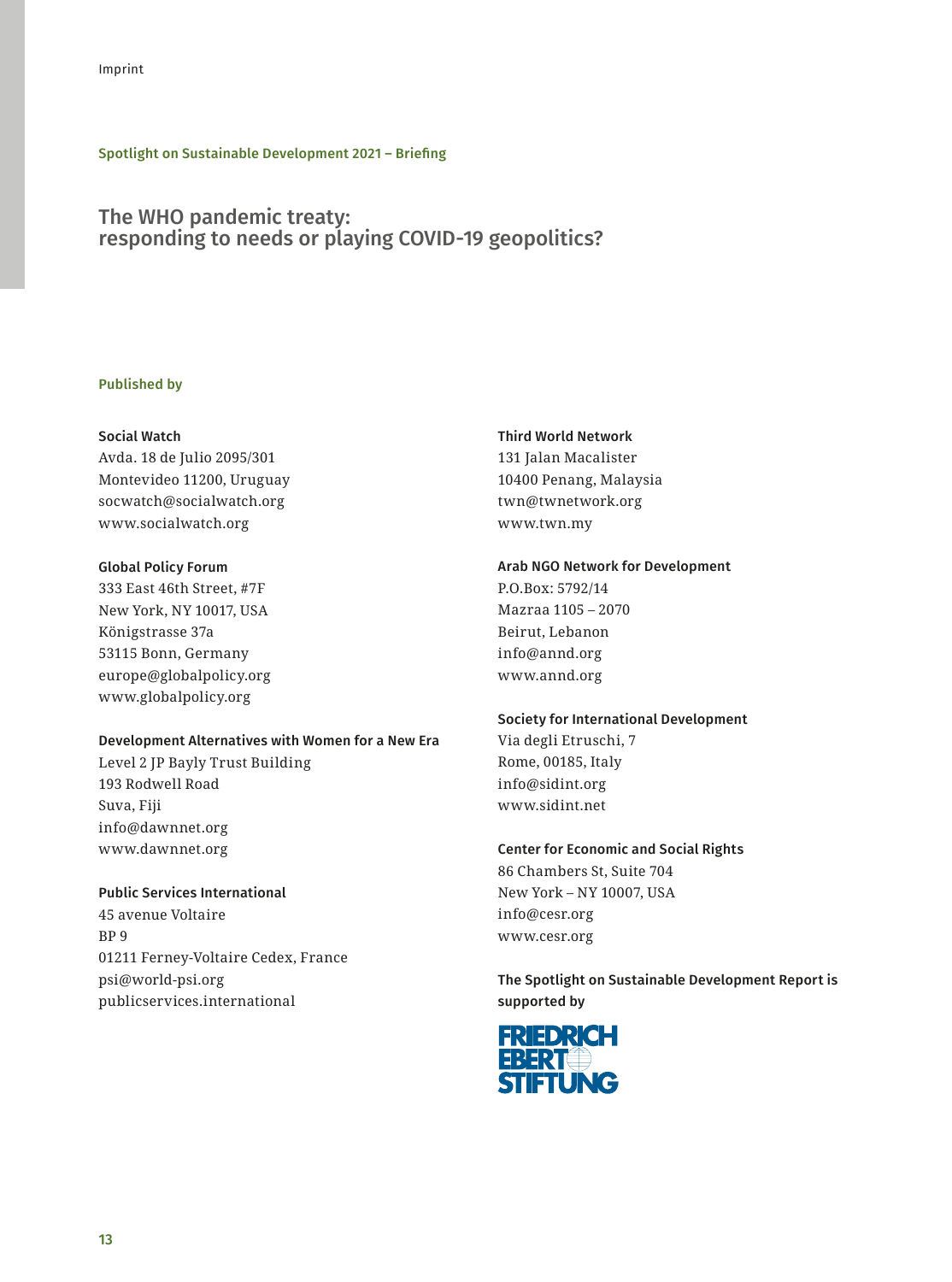Imprint

**Spotlight on Sustainable Development 2021 – Briefing**

## The WHO pandemic treaty: responding to needs or playing COVID-19 geopolitics?

**Published by**

**Social Watch**
Avda. 18 de Julio 2095/301
Montevideo 11200, Uruguay
socwatch@socialwatch.org
www.socialwatch.org

**Global Policy Forum**
333 East 46th Street, #7F
New York, NY 10017, USA
Königstrasse 37a
53115 Bonn, Germany
europe@globalpolicy.org
www.globalpolicy.org

**Development Alternatives with Women for a New Era**
Level 2 JP Bayly Trust Building
193 Rodwell Road
Suva, Fiji
info@dawnnet.org
www.dawnnet.org

**Public Services International**
45 avenue Voltaire
BP 9
01211 Ferney-Voltaire Cedex, France
psi@world-psi.org
publicservices.international

**Third World Network**
131 Jalan Macalister
10400 Penang, Malaysia
twn@twnetwork.org
www.twn.my

**Arab NGO Network for Development**
P.O.Box: 5792/14
Mazraa 1105 – 2070
Beirut, Lebanon
info@annd.org
www.annd.org

**Society for International Development**
Via degli Etruschi, 7
Rome, 00185, Italy
info@sidint.org
www.sidint.net

**Center for Economic and Social Rights**
86 Chambers St, Suite 704
New York – NY 10007, USA
info@cesr.org
www.cesr.org

**The Spotlight on Sustainable Development Report is supported by**

FRIEDRICH EBERT STIFTUNG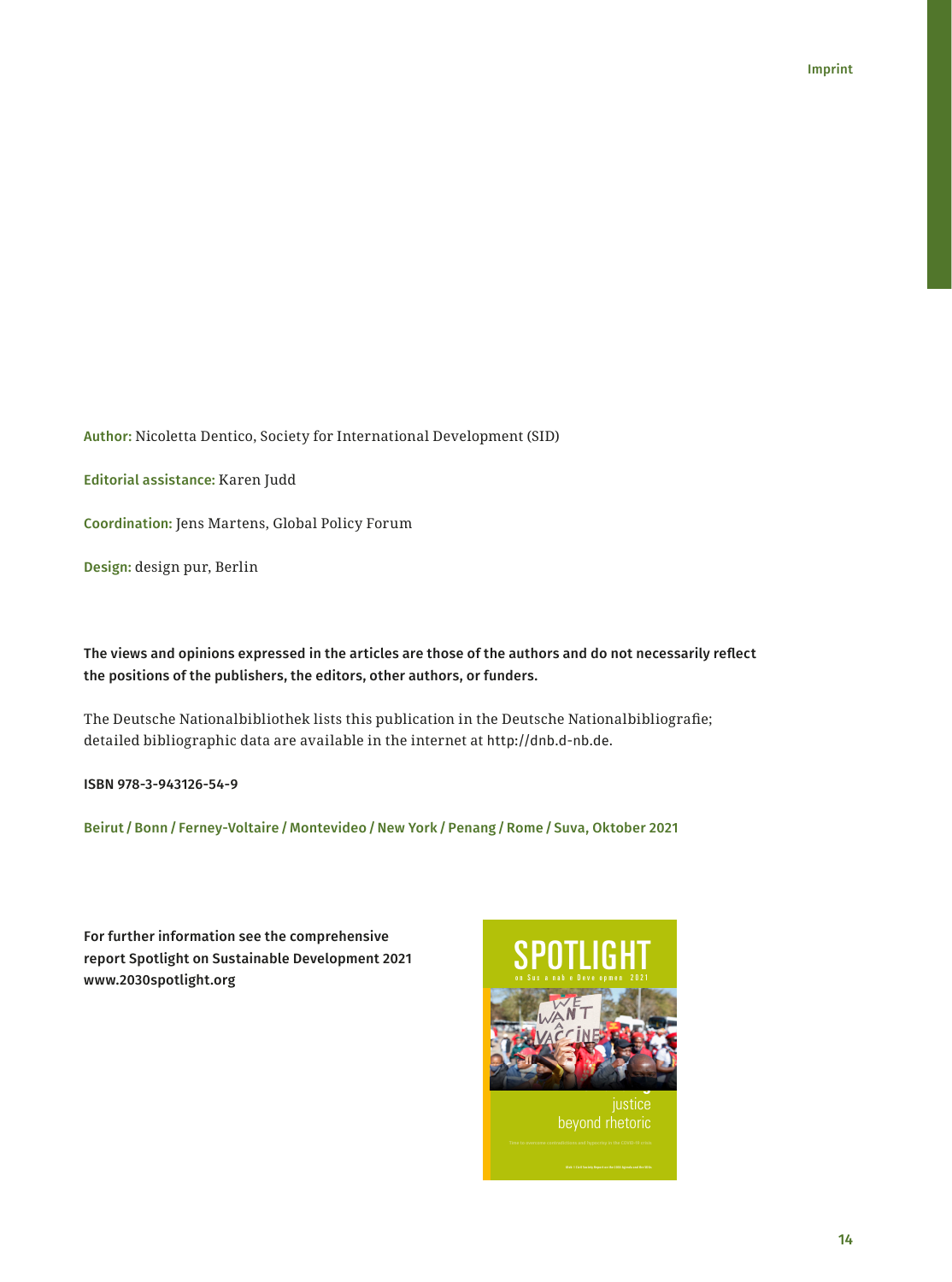**Author:** Nicoletta Dentico, Society for International Development (SID)

**Editorial assistance:** Karen Judd

**Coordination:** Jens Martens, Global Policy Forum

**Design:** design pur, Berlin

**The views and opinions expressed in the articles are those of the authors and do not necessarily reflect the positions of the publishers, the editors, other authors, or funders.**

The Deutsche Nationalbibliothek lists this publication in the Deutsche Nationalbibliografie; detailed bibliographic data are available in the internet at http://dnb.d-nb.de.

**ISBN 978-3-943126-54-9**

**Beirut / Bonn / Ferney-Voltaire / Montevideo / New York / Penang / Rome / Suva, Oktober 2021**

**For further information see the comprehensive report Spotlight on Sustainable Development 2021 www.2030spotlight.org**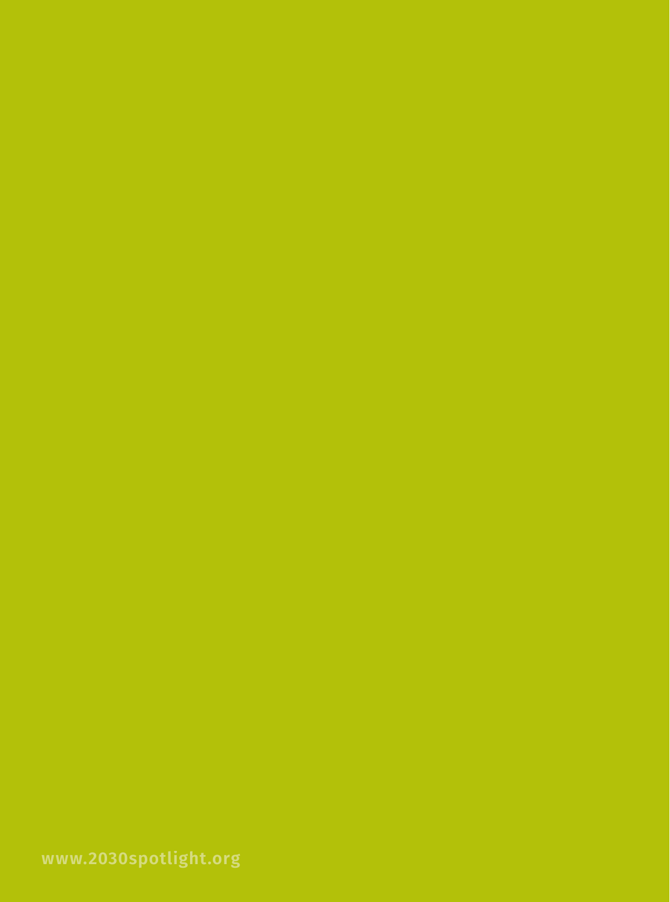www.2030spotlight.org